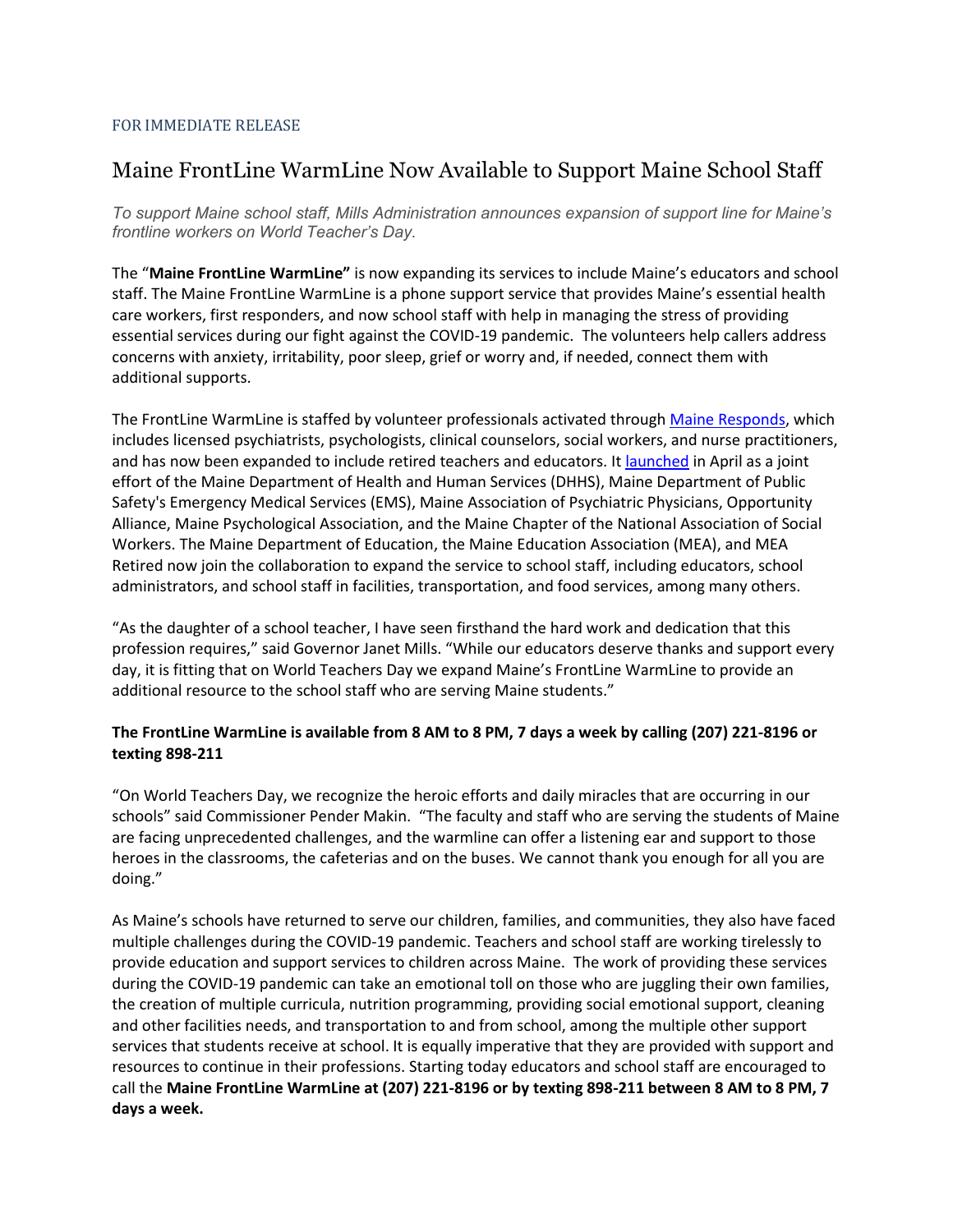FOR IMMEDIATE RELEASE

# Maine FrontLine WarmLine Now Available to Support Maine School Staff

*To support Maine school staff, Mills Administration announces expansion of support line for Maine's frontline workers on World Teacher's Day.*

The "**Maine FrontLine WarmLine"** is now expanding its services to include Maine's educators and school staff. The Maine FrontLine WarmLine is a phone support service that provides Maine's essential health care workers, first responders, and now school staff with help in managing the stress of providing essential services during our fight against the COVID-19 pandemic. The volunteers help callers address concerns with anxiety, irritability, poor sleep, grief or worry and, if needed, connect them with additional supports.

The FrontLine WarmLine is staffed by volunteer professionals activated through Maine Responds, which includes licensed psychiatrists, psychologists, clinical counselors, social workers, and nurse practitioners, and has now been expanded to include retired teachers and educators. It launched in April as a joint effort of the Maine Department of Health and Human Services (DHHS), Maine Department of Public Safety's Emergency Medical Services (EMS), Maine Association of Psychiatric Physicians, Opportunity Alliance, Maine Psychological Association, and the Maine Chapter of the National Association of Social Workers. The Maine Department of Education, the Maine Education Association (MEA), and MEA Retired now join the collaboration to expand the service to school staff, including educators, school administrators, and school staff in facilities, transportation, and food services, among many others.

"As the daughter of a school teacher, I have seen firsthand the hard work and dedication that this profession requires," said Governor Janet Mills. "While our educators deserve thanks and support every day, it is fitting that on World Teachers Day we expand Maine's FrontLine WarmLine to provide an additional resource to the school staff who are serving Maine students."

**The FrontLine WarmLine is available from 8 AM to 8 PM, 7 days a week by calling (207) 221-8196 or texting 898-211**

"On World Teachers Day, we recognize the heroic efforts and daily miracles that are occurring in our schools" said Commissioner Pender Makin. "The faculty and staff who are serving the students of Maine are facing unprecedented challenges, and the warmline can offer a listening ear and support to those heroes in the classrooms, the cafeterias and on the buses. We cannot thank you enough for all you are doing."

As Maine's schools have returned to serve our children, families, and communities, they also have faced multiple challenges during the COVID-19 pandemic. Teachers and school staff are working tirelessly to provide education and support services to children across Maine. The work of providing these services during the COVID-19 pandemic can take an emotional toll on those who are juggling their own families, the creation of multiple curricula, nutrition programming, providing social emotional support, cleaning and other facilities needs, and transportation to and from school, among the multiple other support services that students receive at school. It is equally imperative that they are provided with support and resources to continue in their professions. Starting today educators and school staff are encouraged to call the **Maine FrontLine WarmLine at (207) 221-8196 or by texting 898-211 between 8 AM to 8 PM, 7 days a week.**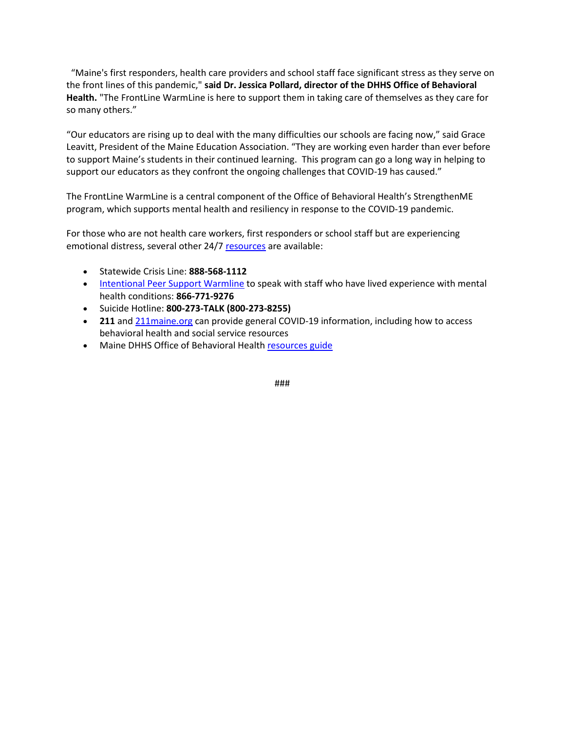"Maine's first responders, health care providers and school staff face significant stress as they serve on the front lines of this pandemic," **said Dr. Jessica Pollard, director of the DHHS Office of Behavioral Health.** "The FrontLine WarmLine is here to support them in taking care of themselves as they care for so many others."

"Our educators are rising up to deal with the many difficulties our schools are facing now," said Grace Leavitt, President of the Maine Education Association. "They are working even harder than ever before to support Maine's students in their continued learning. This program can go a long way in helping to support our educators as they confront the ongoing challenges that COVID-19 has caused."

The FrontLine WarmLine is a central component of the Office of Behavioral Health's StrengthenME program, which supports mental health and resiliency in response to the COVID-19 pandemic.

For those who are not health care workers, first responders or school staff but are experiencing emotional distress, several other 24/7 resources are available:

- Statewide Crisis Line: **888-568-1112**
- Intentional Peer Support Warmline to speak with staff who have lived experience with mental health conditions: **866-771-9276**
- Suicide Hotline: **800-273-TALK (800-273-8255)**
- **211** and 211maine.org can provide general COVID-19 information, including how to access behavioral health and social service resources
- Maine DHHS Office of Behavioral Health resources guide

###